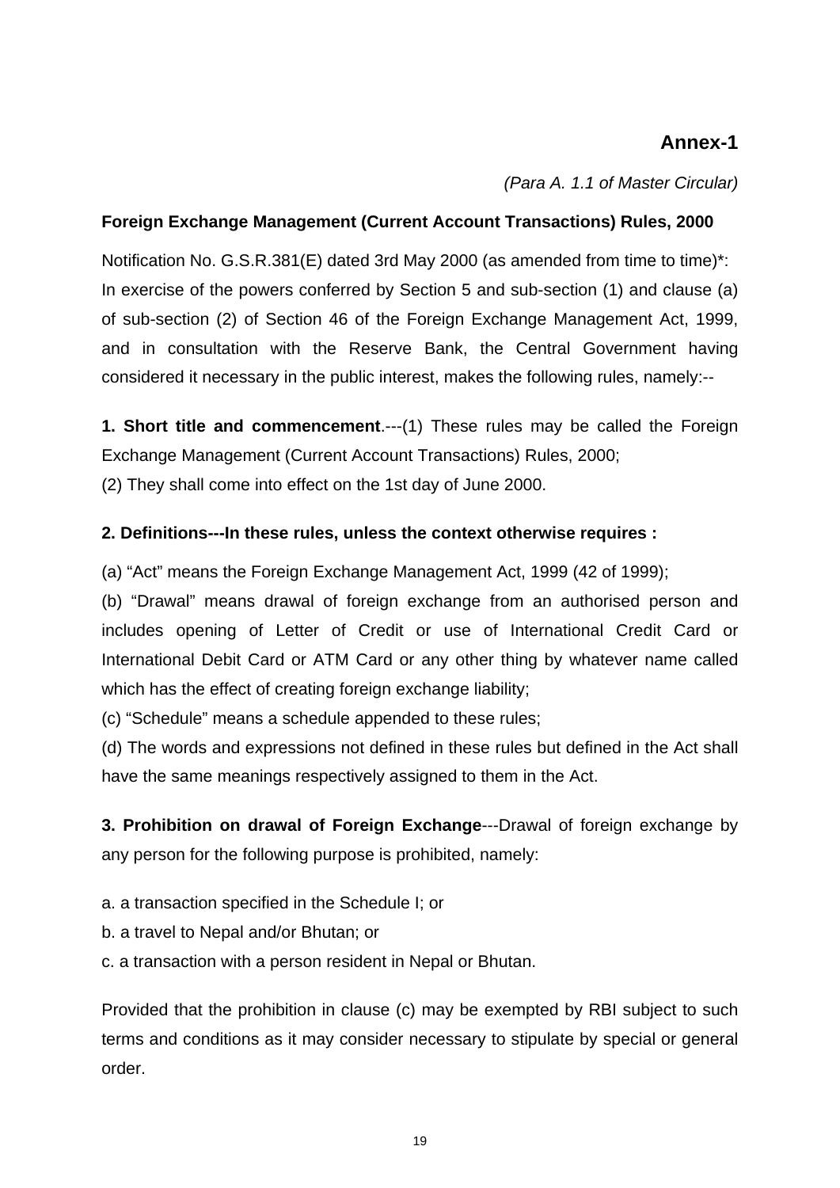**Annex-1**

*(Para A. 1.1 of Master Circular)*

**Foreign Exchange Management (Current Account Transactions) Rules, 2000**

Notification No. G.S.R.381(E) dated 3rd May 2000 (as amended from time to time)*: In exercise of the powers conferred by Section 5 and sub-section (1) and clause (a) of sub-section (2) of Section 46 of the Foreign Exchange Management Act, 1999, and in consultation with the Reserve Bank, the Central Government having considered it necessary in the public interest, makes the following rules, namely:--

**1. Short title and commencement**.---(1) These rules may be called the Foreign Exchange Management (Current Account Transactions) Rules, 2000;

(2) They shall come into effect on the 1st day of June 2000.

**2. Definitions---In these rules, unless the context otherwise requires :**

(a) "Act" means the Foreign Exchange Management Act, 1999 (42 of 1999);

(b) "Drawal" means drawal of foreign exchange from an authorised person and includes opening of Letter of Credit or use of International Credit Card or International Debit Card or ATM Card or any other thing by whatever name called which has the effect of creating foreign exchange liability;

(c) "Schedule" means a schedule appended to these rules;

(d) The words and expressions not defined in these rules but defined in the Act shall have the same meanings respectively assigned to them in the Act.

**3. Prohibition on drawal of Foreign Exchange**---Drawal of foreign exchange by any person for the following purpose is prohibited, namely:

a. a transaction specified in the Schedule I; or

b. a travel to Nepal and/or Bhutan; or

c. a transaction with a person resident in Nepal or Bhutan.

Provided that the prohibition in clause (c) may be exempted by RBI subject to such terms and conditions as it may consider necessary to stipulate by special or general order.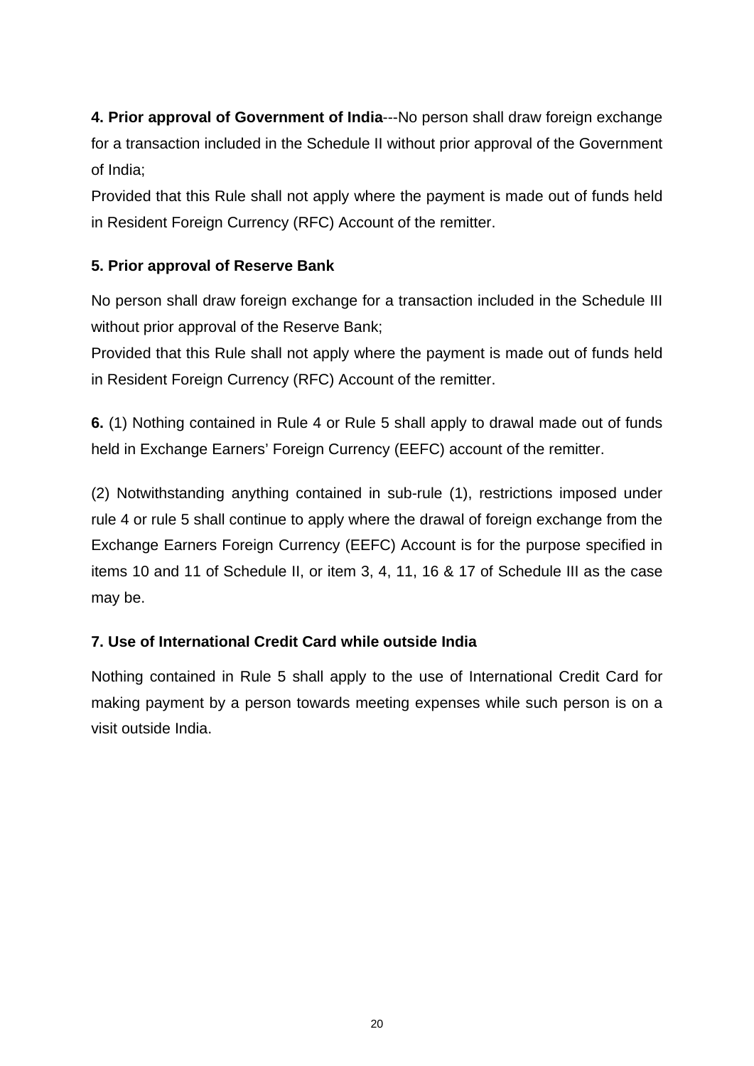**4. Prior approval of Government of India**---No person shall draw foreign exchange for a transaction included in the Schedule II without prior approval of the Government of India;

Provided that this Rule shall not apply where the payment is made out of funds held in Resident Foreign Currency (RFC) Account of the remitter.

**5. Prior approval of Reserve Bank**

No person shall draw foreign exchange for a transaction included in the Schedule III without prior approval of the Reserve Bank;

Provided that this Rule shall not apply where the payment is made out of funds held in Resident Foreign Currency (RFC) Account of the remitter.

**6.** (1) Nothing contained in Rule 4 or Rule 5 shall apply to drawal made out of funds held in Exchange Earners' Foreign Currency (EEFC) account of the remitter.

(2) Notwithstanding anything contained in sub-rule (1), restrictions imposed under rule 4 or rule 5 shall continue to apply where the drawal of foreign exchange from the Exchange Earners Foreign Currency (EEFC) Account is for the purpose specified in items 10 and 11 of Schedule II, or item 3, 4, 11, 16 & 17 of Schedule III as the case may be.

**7. Use of International Credit Card while outside India**

Nothing contained in Rule 5 shall apply to the use of International Credit Card for making payment by a person towards meeting expenses while such person is on a visit outside India.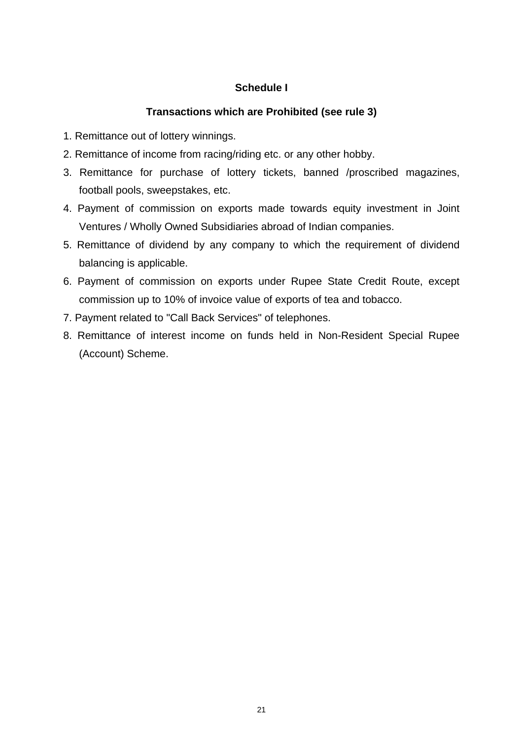## Schedule I

### Transactions which are Prohibited (see rule 3)

1. Remittance out of lottery winnings.
2. Remittance of income from racing/riding etc. or any other hobby.
3. Remittance for purchase of lottery tickets, banned /proscribed magazines, football pools, sweepstakes, etc.
4. Payment of commission on exports made towards equity investment in Joint Ventures / Wholly Owned Subsidiaries abroad of Indian companies.
5. Remittance of dividend by any company to which the requirement of dividend balancing is applicable.
6. Payment of commission on exports under Rupee State Credit Route, except commission up to 10% of invoice value of exports of tea and tobacco.
7. Payment related to "Call Back Services" of telephones.
8. Remittance of interest income on funds held in Non-Resident Special Rupee (Account) Scheme.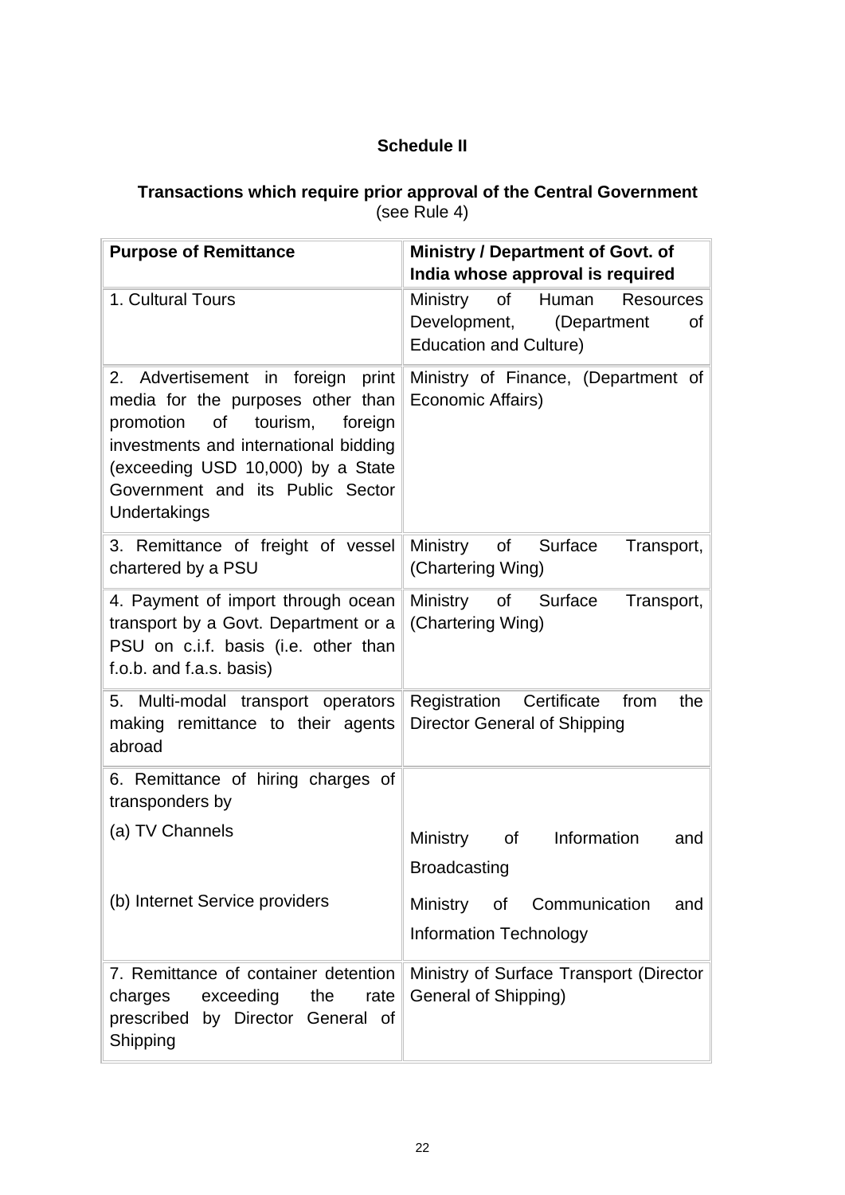## Schedule II

**Transactions which require prior approval of the Central Government**
(see Rule 4)

| **Purpose of Remittance** | **Ministry / Department of Govt. of India whose approval is required** |
|---|---|
| 1. Cultural Tours | Ministry of Human Resources Development, (Department of Education and Culture) |
| 2. Advertisement in foreign print media for the purposes other than promotion of tourism, foreign investments and international bidding (exceeding USD 10,000) by a State Government and its Public Sector Undertakings | Ministry of Finance, (Department of Economic Affairs) |
| 3. Remittance of freight of vessel chartered by a PSU | Ministry of Surface Transport, (Chartering Wing) |
| 4. Payment of import through ocean transport by a Govt. Department or a PSU on c.i.f. basis (i.e. other than f.o.b. and f.a.s. basis) | Ministry of Surface Transport, (Chartering Wing) |
| 5. Multi-modal transport operators making remittance to their agents abroad | Registration Certificate from the Director General of Shipping |
| 6. Remittance of hiring charges of transponders by | |
| (a) TV Channels | Ministry of Information and Broadcasting |
| (b) Internet Service providers | Ministry of Communication and Information Technology |
| 7. Remittance of container detention charges exceeding the rate prescribed by Director General of Shipping | Ministry of Surface Transport (Director General of Shipping) |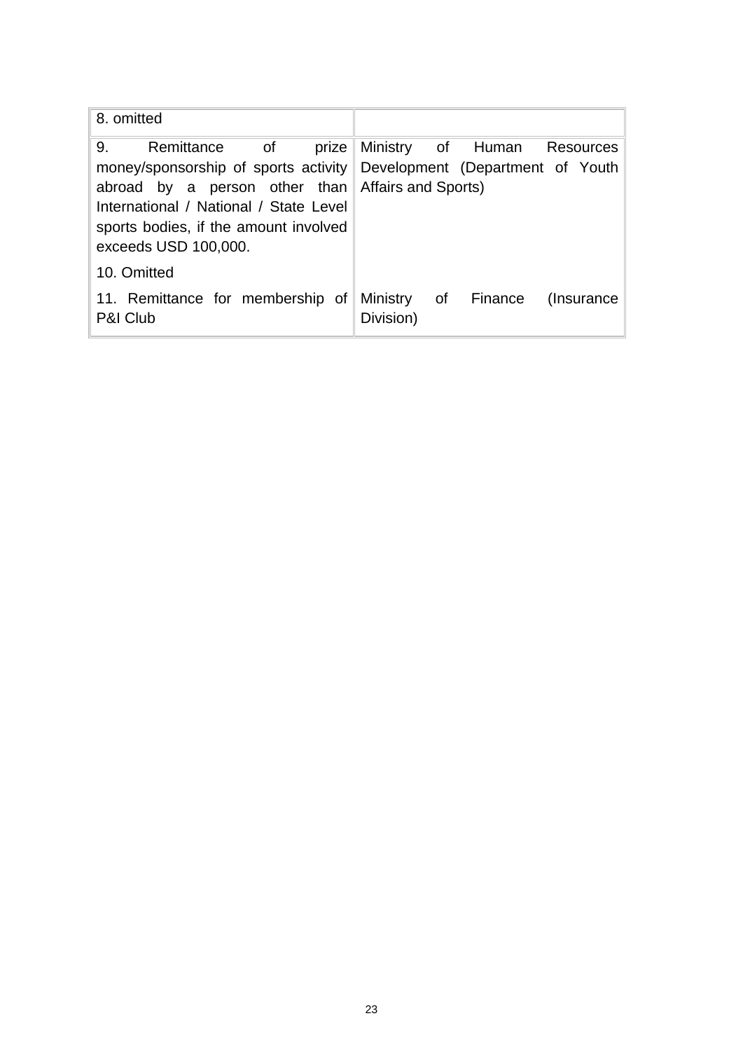| | |
|---|---|
| 8. omitted | |
| 9. Remittance of prize money/sponsorship of sports activity abroad by a person other than International / National / State Level sports bodies, if the amount involved exceeds USD 100,000. | Ministry of Human Resources Development (Department of Youth Affairs and Sports) |
| 10. Omitted | |
| 11. Remittance for membership of P&I Club | Ministry of Finance (Insurance Division) |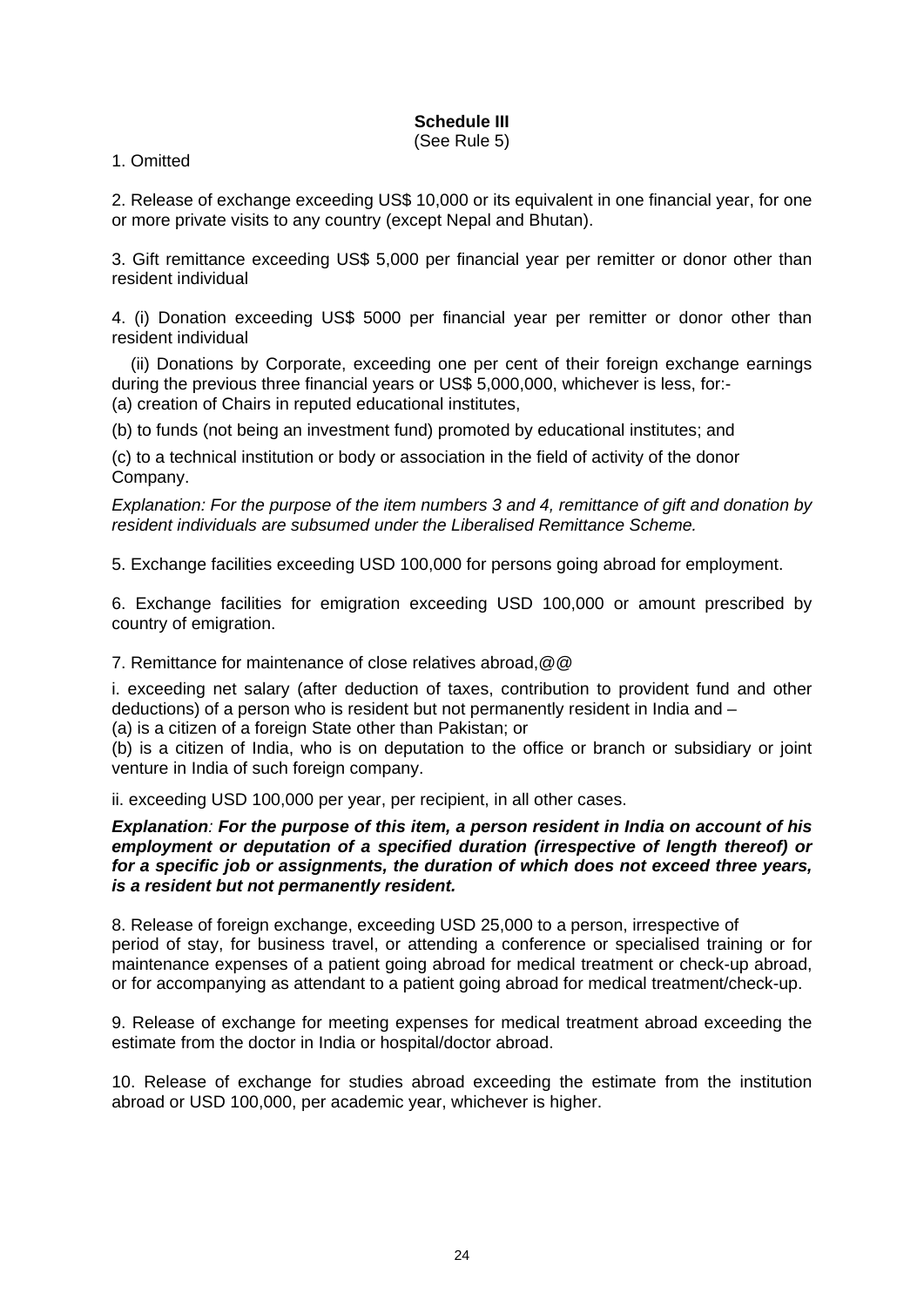## Schedule III

(See Rule 5)

1. Omitted

2. Release of exchange exceeding US$ 10,000 or its equivalent in one financial year, for one or more private visits to any country (except Nepal and Bhutan).

3. Gift remittance exceeding US$ 5,000 per financial year per remitter or donor other than resident individual

4. (i) Donation exceeding US$ 5000 per financial year per remitter or donor other than resident individual

(ii) Donations by Corporate, exceeding one per cent of their foreign exchange earnings during the previous three financial years or US$ 5,000,000, whichever is less, for:-

(a) creation of Chairs in reputed educational institutes,

(b) to funds (not being an investment fund) promoted by educational institutes; and

(c) to a technical institution or body or association in the field of activity of the donor Company.

*Explanation: For the purpose of the item numbers 3 and 4, remittance of gift and donation by resident individuals are subsumed under the Liberalised Remittance Scheme.*

5. Exchange facilities exceeding USD 100,000 for persons going abroad for employment.

6. Exchange facilities for emigration exceeding USD 100,000 or amount prescribed by country of emigration.

7. Remittance for maintenance of close relatives abroad,@@

i. exceeding net salary (after deduction of taxes, contribution to provident fund and other deductions) of a person who is resident but not permanently resident in India and –

(a) is a citizen of a foreign State other than Pakistan; or

(b) is a citizen of India, who is on deputation to the office or branch or subsidiary or joint venture in India of such foreign company.

ii. exceeding USD 100,000 per year, per recipient, in all other cases.

***Explanation**: For the purpose of this item, a person resident in India on account of his employment or deputation of a specified duration (irrespective of length thereof) or for a specific job or assignments, the duration of which does not exceed three years, is a resident but not permanently resident.*

8. Release of foreign exchange, exceeding USD 25,000 to a person, irrespective of period of stay, for business travel, or attending a conference or specialised training or for maintenance expenses of a patient going abroad for medical treatment or check-up abroad, or for accompanying as attendant to a patient going abroad for medical treatment/check-up.

9. Release of exchange for meeting expenses for medical treatment abroad exceeding the estimate from the doctor in India or hospital/doctor abroad.

10. Release of exchange for studies abroad exceeding the estimate from the institution abroad or USD 100,000, per academic year, whichever is higher.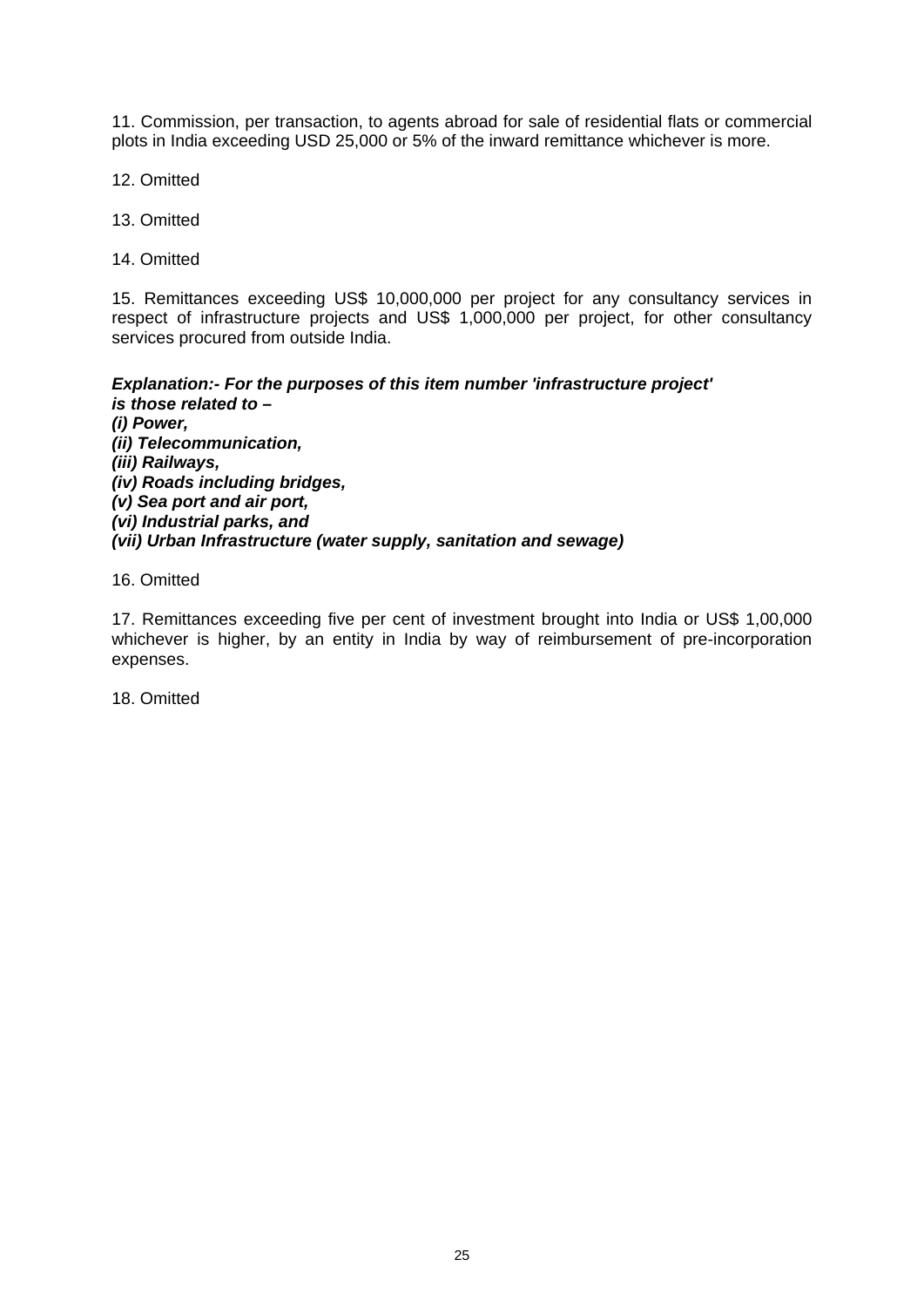11. Commission, per transaction, to agents abroad for sale of residential flats or commercial plots in India exceeding USD 25,000 or 5% of the inward remittance whichever is more.

12. Omitted

13. Omitted

14. Omitted

15. Remittances exceeding US$ 10,000,000 per project for any consultancy services in respect of infrastructure projects and US$ 1,000,000 per project, for other consultancy services procured from outside India.

***Explanation:- For the purposes of this item number 'infrastructure project' is those related to –***
***(i) Power,***
***(ii) Telecommunication,***
***(iii) Railways,***
***(iv) Roads including bridges,***
***(v) Sea port and air port,***
***(vi) Industrial parks, and***
***(vii) Urban Infrastructure (water supply, sanitation and sewage)***

16. Omitted

17. Remittances exceeding five per cent of investment brought into India or US$ 1,00,000 whichever is higher, by an entity in India by way of reimbursement of pre-incorporation expenses.

18. Omitted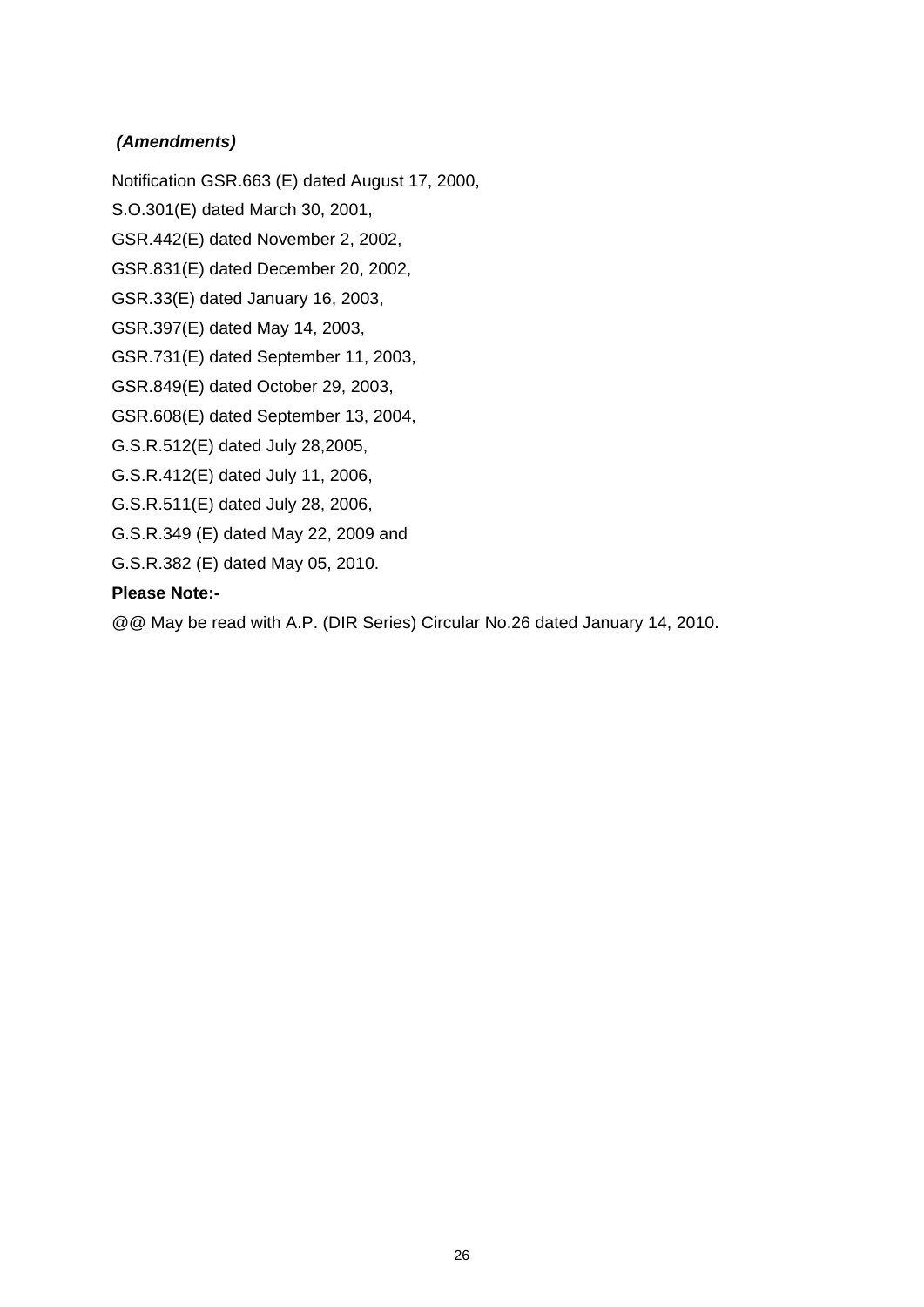***(Amendments)***

Notification GSR.663 (E) dated August 17, 2000,

S.O.301(E) dated March 30, 2001,

GSR.442(E) dated November 2, 2002,

GSR.831(E) dated December 20, 2002,

GSR.33(E) dated January 16, 2003,

GSR.397(E) dated May 14, 2003,

GSR.731(E) dated September 11, 2003,

GSR.849(E) dated October 29, 2003,

GSR.608(E) dated September 13, 2004,

G.S.R.512(E) dated July 28,2005,

G.S.R.412(E) dated July 11, 2006,

G.S.R.511(E) dated July 28, 2006,

G.S.R.349 (E) dated May 22, 2009 and

G.S.R.382 (E) dated May 05, 2010.

**Please Note:-**

@@ May be read with A.P. (DIR Series) Circular No.26 dated January 14, 2010.